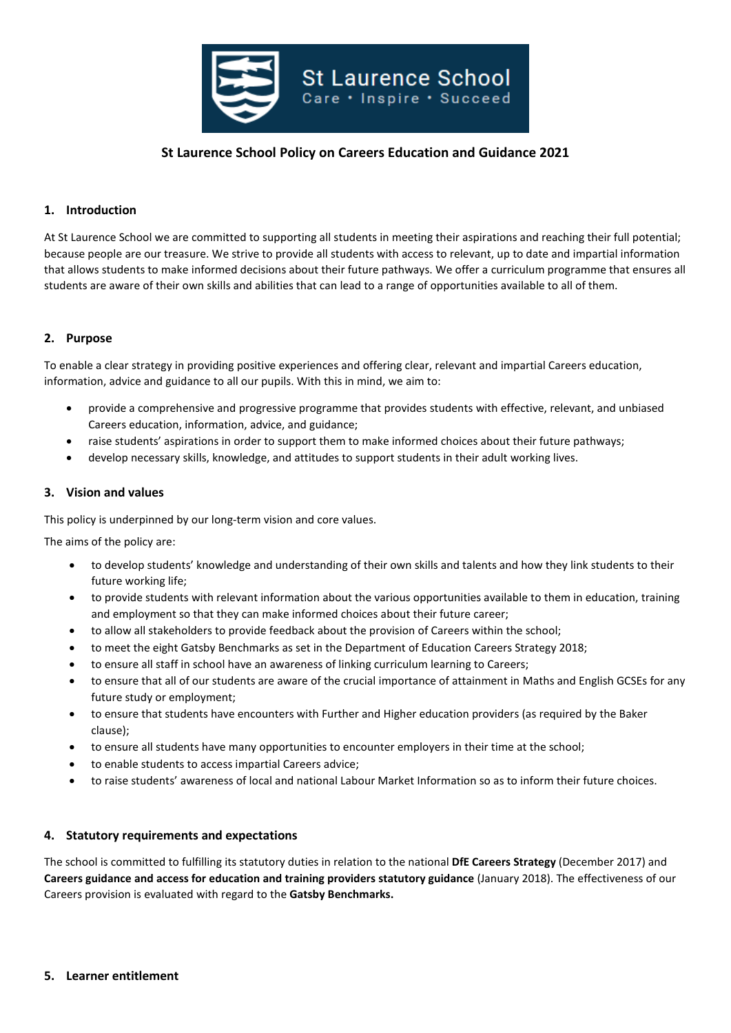St Laurence School
Care • Inspire • Succeed

# St Laurence School Policy on Careers Education and Guidance 2021

## 1. Introduction

At St Laurence School we are committed to supporting all students in meeting their aspirations and reaching their full potential; because people are our treasure. We strive to provide all students with access to relevant, up to date and impartial information that allows students to make informed decisions about their future pathways. We offer a curriculum programme that ensures all students are aware of their own skills and abilities that can lead to a range of opportunities available to all of them.

## 2. Purpose

To enable a clear strategy in providing positive experiences and offering clear, relevant and impartial Careers education, information, advice and guidance to all our pupils. With this in mind, we aim to:

- provide a comprehensive and progressive programme that provides students with effective, relevant, and unbiased Careers education, information, advice, and guidance;
- raise students' aspirations in order to support them to make informed choices about their future pathways;
- develop necessary skills, knowledge, and attitudes to support students in their adult working lives.

## 3. Vision and values

This policy is underpinned by our long-term vision and core values.

The aims of the policy are:

- to develop students' knowledge and understanding of their own skills and talents and how they link students to their future working life;
- to provide students with relevant information about the various opportunities available to them in education, training and employment so that they can make informed choices about their future career;
- to allow all stakeholders to provide feedback about the provision of Careers within the school;
- to meet the eight Gatsby Benchmarks as set in the Department of Education Careers Strategy 2018;
- to ensure all staff in school have an awareness of linking curriculum learning to Careers;
- to ensure that all of our students are aware of the crucial importance of attainment in Maths and English GCSEs for any future study or employment;
- to ensure that students have encounters with Further and Higher education providers (as required by the Baker clause);
- to ensure all students have many opportunities to encounter employers in their time at the school;
- to enable students to access impartial Careers advice;
- to raise students' awareness of local and national Labour Market Information so as to inform their future choices.

## 4. Statutory requirements and expectations

The school is committed to fulfilling its statutory duties in relation to the national **DfE Careers Strategy** (December 2017) and **Careers guidance and access for education and training providers statutory guidance** (January 2018). The effectiveness of our Careers provision is evaluated with regard to the **Gatsby Benchmarks.**

## 5. Learner entitlement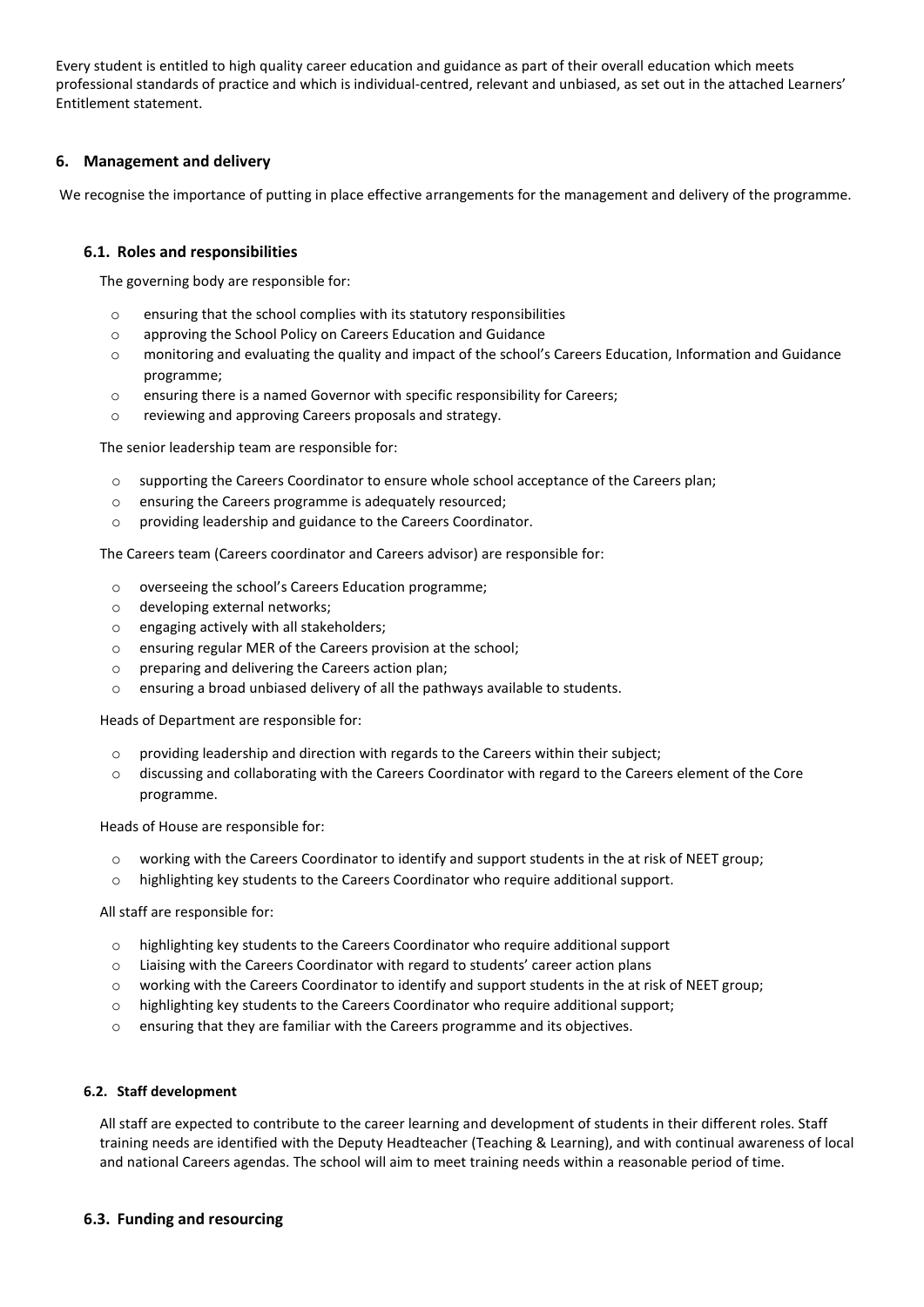Every student is entitled to high quality career education and guidance as part of their overall education which meets professional standards of practice and which is individual-centred, relevant and unbiased, as set out in the attached Learners' Entitlement statement.

## 6. Management and delivery

We recognise the importance of putting in place effective arrangements for the management and delivery of the programme.

### 6.1. Roles and responsibilities

The governing body are responsible for:

- ensuring that the school complies with its statutory responsibilities
- approving the School Policy on Careers Education and Guidance
- monitoring and evaluating the quality and impact of the school's Careers Education, Information and Guidance programme;
- ensuring there is a named Governor with specific responsibility for Careers;
- reviewing and approving Careers proposals and strategy.

The senior leadership team are responsible for:

- supporting the Careers Coordinator to ensure whole school acceptance of the Careers plan;
- ensuring the Careers programme is adequately resourced;
- providing leadership and guidance to the Careers Coordinator.

The Careers team (Careers coordinator and Careers advisor) are responsible for:

- overseeing the school's Careers Education programme;
- developing external networks;
- engaging actively with all stakeholders;
- ensuring regular MER of the Careers provision at the school;
- preparing and delivering the Careers action plan;
- ensuring a broad unbiased delivery of all the pathways available to students.

Heads of Department are responsible for:

- providing leadership and direction with regards to the Careers within their subject;
- discussing and collaborating with the Careers Coordinator with regard to the Careers element of the Core programme.

Heads of House are responsible for:

- working with the Careers Coordinator to identify and support students in the at risk of NEET group;
- highlighting key students to the Careers Coordinator who require additional support.

All staff are responsible for:

- highlighting key students to the Careers Coordinator who require additional support
- Liaising with the Careers Coordinator with regard to students' career action plans
- working with the Careers Coordinator to identify and support students in the at risk of NEET group;
- highlighting key students to the Careers Coordinator who require additional support;
- ensuring that they are familiar with the Careers programme and its objectives.

#### 6.2. Staff development

All staff are expected to contribute to the career learning and development of students in their different roles. Staff training needs are identified with the Deputy Headteacher (Teaching & Learning), and with continual awareness of local and national Careers agendas. The school will aim to meet training needs within a reasonable period of time.

### 6.3. Funding and resourcing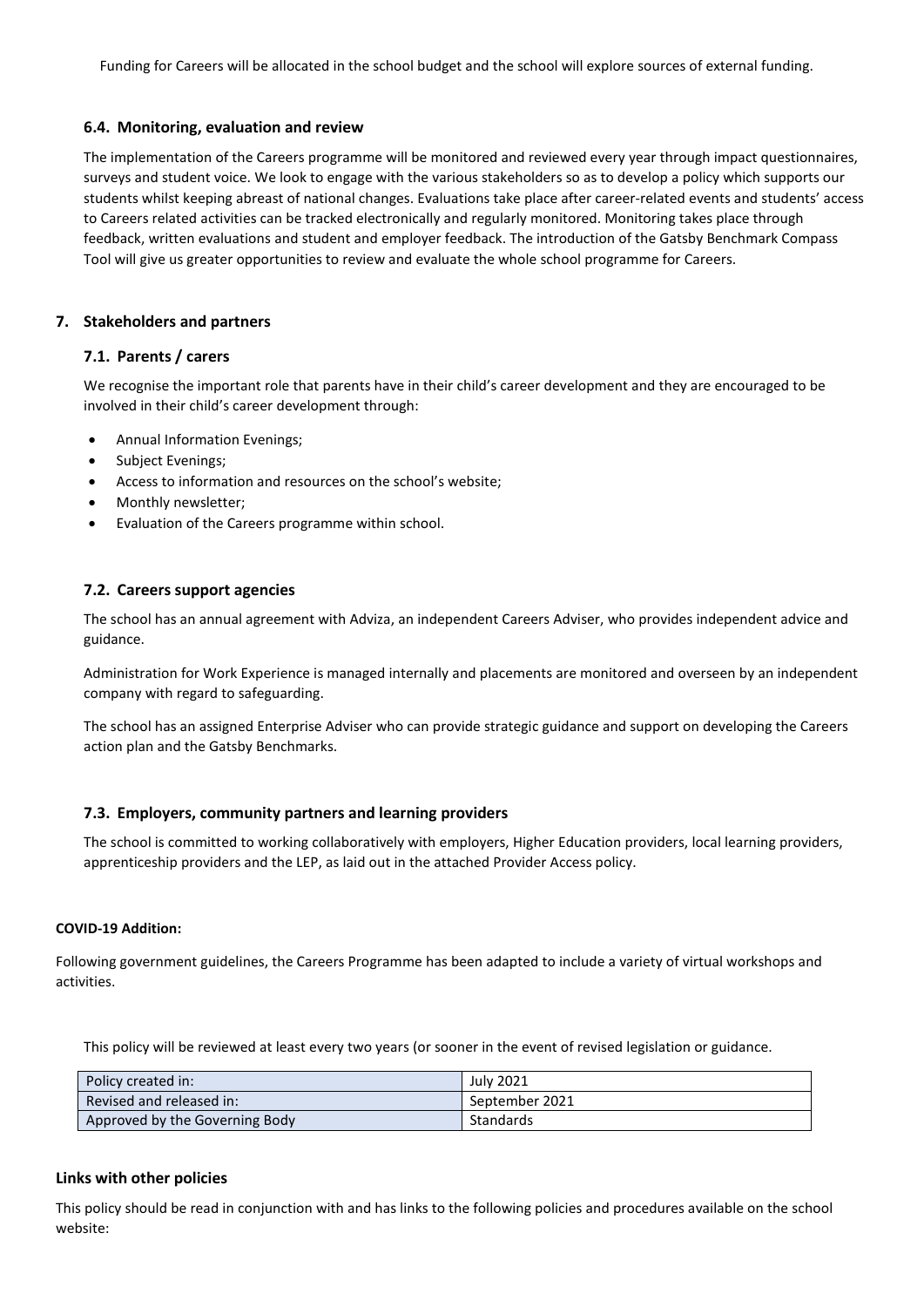Funding for Careers will be allocated in the school budget and the school will explore sources of external funding.

### 6.4. Monitoring, evaluation and review

The implementation of the Careers programme will be monitored and reviewed every year through impact questionnaires, surveys and student voice. We look to engage with the various stakeholders so as to develop a policy which supports our students whilst keeping abreast of national changes. Evaluations take place after career-related events and students' access to Careers related activities can be tracked electronically and regularly monitored. Monitoring takes place through feedback, written evaluations and student and employer feedback. The introduction of the Gatsby Benchmark Compass Tool will give us greater opportunities to review and evaluate the whole school programme for Careers.

## 7. Stakeholders and partners

### 7.1. Parents / carers

We recognise the important role that parents have in their child's career development and they are encouraged to be involved in their child's career development through:

- Annual Information Evenings;
- Subject Evenings;
- Access to information and resources on the school's website;
- Monthly newsletter;
- Evaluation of the Careers programme within school.

### 7.2. Careers support agencies

The school has an annual agreement with Adviza, an independent Careers Adviser, who provides independent advice and guidance.

Administration for Work Experience is managed internally and placements are monitored and overseen by an independent company with regard to safeguarding.

The school has an assigned Enterprise Adviser who can provide strategic guidance and support on developing the Careers action plan and the Gatsby Benchmarks.

### 7.3. Employers, community partners and learning providers

The school is committed to working collaboratively with employers, Higher Education providers, local learning providers, apprenticeship providers and the LEP, as laid out in the attached Provider Access policy.

**COVID-19 Addition:**

Following government guidelines, the Careers Programme has been adapted to include a variety of virtual workshops and activities.

This policy will be reviewed at least every two years (or sooner in the event of revised legislation or guidance.

| Policy created in: | July 2021 |
|---|---|
| Revised and released in: | September 2021 |
| Approved by the Governing Body | Standards |

### Links with other policies

This policy should be read in conjunction with and has links to the following policies and procedures available on the school website: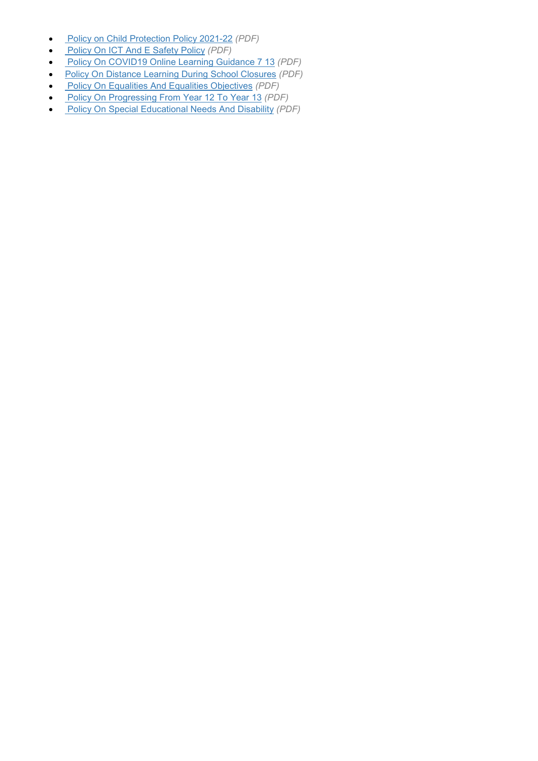- Policy on Child Protection Policy 2021-22 *(PDF)*
- Policy On ICT And E Safety Policy *(PDF)*
- Policy On COVID19 Online Learning Guidance 7 13 *(PDF)*
- Policy On Distance Learning During School Closures *(PDF)*
- Policy On Equalities And Equalities Objectives *(PDF)*
- Policy On Progressing From Year 12 To Year 13 *(PDF)*
- Policy On Special Educational Needs And Disability *(PDF)*